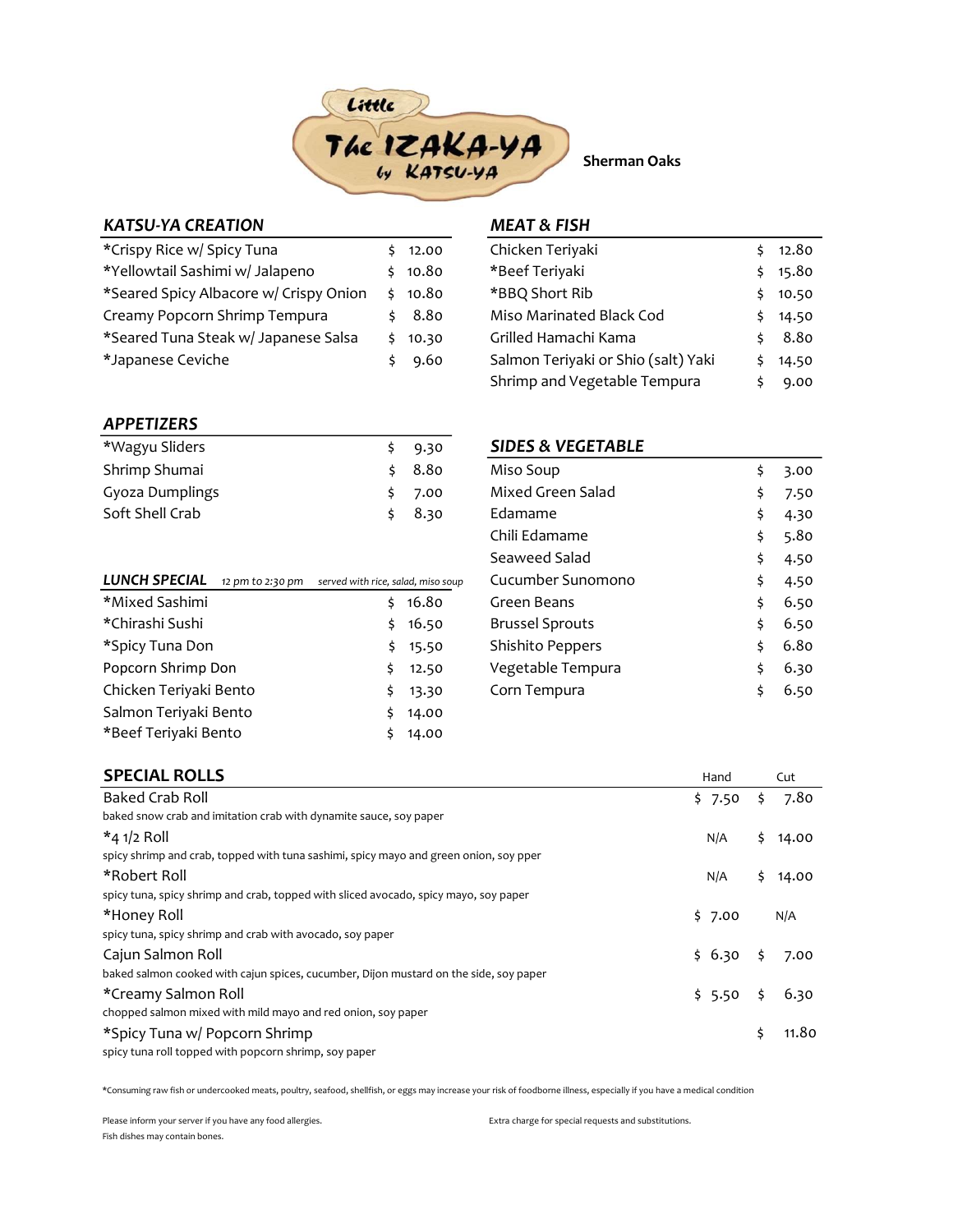# Little The IZAKA-YA by KATSU-YA

**Sherman Oaks**

## KATSU-YA CREATION

| Item | Price |
|---|---|
| *Crispy Rice w/ Spicy Tuna | $ 12.00 |
| *Yellowtail Sashimi w/ Jalapeno | $ 10.80 |
| *Seared Spicy Albacore w/ Crispy Onion | $ 10.80 |
| Creamy Popcorn Shrimp Tempura | $ 8.80 |
| *Seared Tuna Steak w/ Japanese Salsa | $ 10.30 |
| *Japanese Ceviche | $ 9.60 |

## APPETIZERS

| Item | Price |
|---|---|
| *Wagyu Sliders | $ 9.30 |
| Shrimp Shumai | $ 8.80 |
| Gyoza Dumplings | $ 7.00 |
| Soft Shell Crab | $ 8.30 |

## LUNCH SPECIAL

*12 pm to 2:30 pm* — *served with rice, salad, miso soup*

| Item | Price |
|---|---|
| *Mixed Sashimi | $ 16.80 |
| *Chirashi Sushi | $ 16.50 |
| *Spicy Tuna Don | $ 15.50 |
| Popcorn Shrimp Don | $ 12.50 |
| Chicken Teriyaki Bento | $ 13.30 |
| Salmon Teriyaki Bento | $ 14.00 |
| *Beef Teriyaki Bento | $ 14.00 |

## MEAT & FISH

| Item | Price |
|---|---|
| Chicken Teriyaki | $ 12.80 |
| *Beef Teriyaki | $ 15.80 |
| *BBQ Short Rib | $ 10.50 |
| Miso Marinated Black Cod | $ 14.50 |
| Grilled Hamachi Kama | $ 8.80 |
| Salmon Teriyaki or Shio (salt) Yaki | $ 14.50 |
| Shrimp and Vegetable Tempura | $ 9.00 |

## SIDES & VEGETABLE

| Item | Price |
|---|---|
| Miso Soup | $ 3.00 |
| Mixed Green Salad | $ 7.50 |
| Edamame | $ 4.30 |
| Chili Edamame | $ 5.80 |
| Seaweed Salad | $ 4.50 |
| Cucumber Sunomono | $ 4.50 |
| Green Beans | $ 6.50 |
| Brussel Sprouts | $ 6.50 |
| Shishito Peppers | $ 6.80 |
| Vegetable Tempura | $ 6.30 |
| Corn Tempura | $ 6.50 |

## SPECIAL ROLLS

| Item | Hand | Cut |
|---|---|---|
| Baked Crab Roll<br>baked snow crab and imitation crab with dynamite sauce, soy paper | $ 7.50 | $ 7.80 |
| *4 1/2 Roll<br>spicy shrimp and crab, topped with tuna sashimi, spicy mayo and green onion, soy pper | N/A | $ 14.00 |
| *Robert Roll<br>spicy tuna, spicy shrimp and crab, topped with sliced avocado, spicy mayo, soy paper | N/A | $ 14.00 |
| *Honey Roll<br>spicy tuna, spicy shrimp and crab with avocado, soy paper | $ 7.00 | N/A |
| Cajun Salmon Roll<br>baked salmon cooked with cajun spices, cucumber, Dijon mustard on the side, soy paper | $ 6.30 | $ 7.00 |
| *Creamy Salmon Roll<br>chopped salmon mixed with mild mayo and red onion, soy paper | $ 5.50 | $ 6.30 |
| *Spicy Tuna w/ Popcorn Shrimp<br>spicy tuna roll topped with popcorn shrimp, soy paper | | $ 11.80 |

*Consuming raw fish or undercooked meats, poultry, seafood, shellfish, or eggs may increase your risk of foodborne illness, especially if you have a medical condition

Please inform your server if you have any food allergies.

Extra charge for special requests and substitutions.

Fish dishes may contain bones.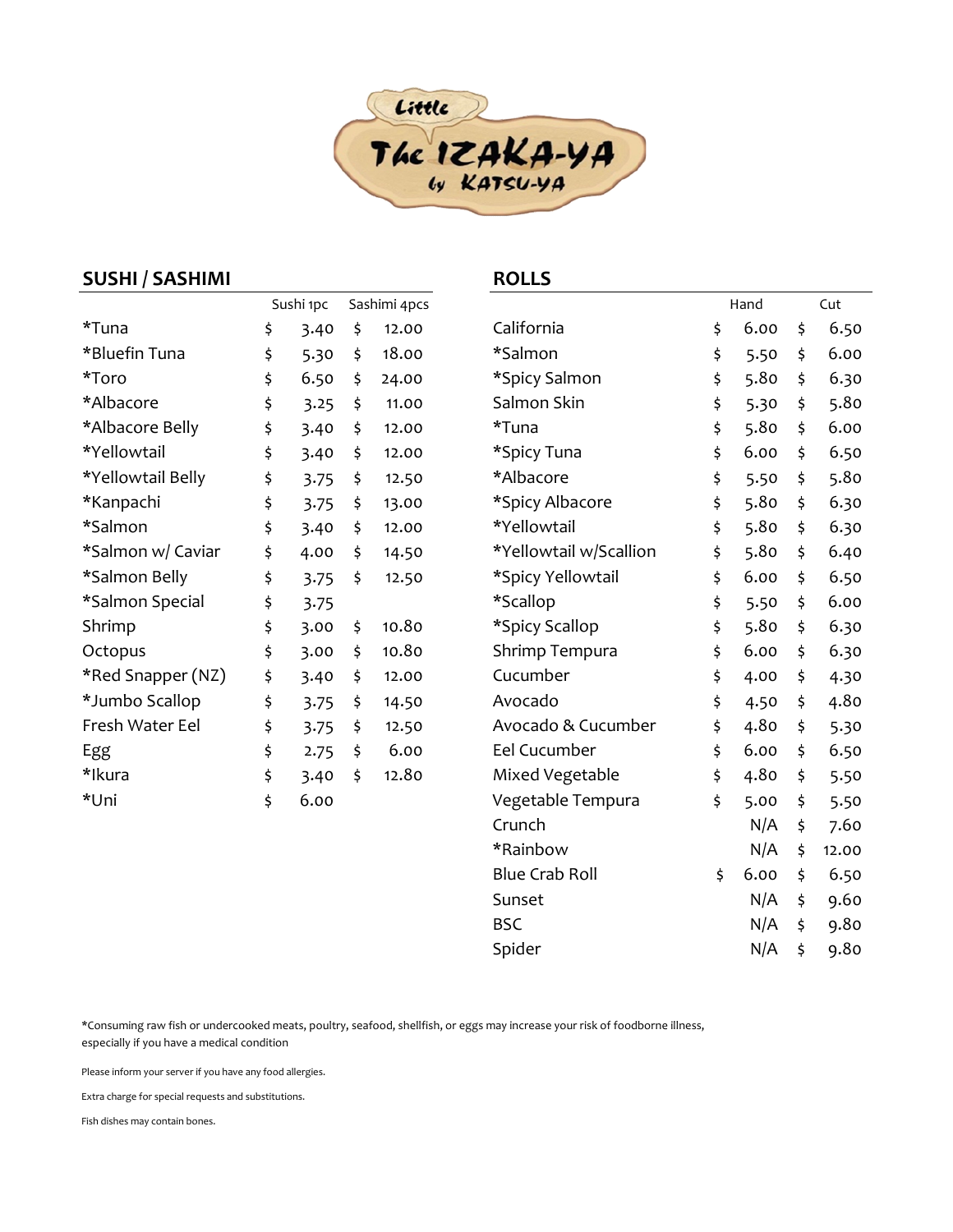Little The IZAKA-YA by KATSU-YA

## SUSHI / SASHIMI

| | Sushi 1pc | Sashimi 4pcs |
|---|---|---|
| *Tuna | $ 3.40 | $ 12.00 |
| *Bluefin Tuna | $ 5.30 | $ 18.00 |
| *Toro | $ 6.50 | $ 24.00 |
| *Albacore | $ 3.25 | $ 11.00 |
| *Albacore Belly | $ 3.40 | $ 12.00 |
| *Yellowtail | $ 3.40 | $ 12.00 |
| *Yellowtail Belly | $ 3.75 | $ 12.50 |
| *Kanpachi | $ 3.75 | $ 13.00 |
| *Salmon | $ 3.40 | $ 12.00 |
| *Salmon w/ Caviar | $ 4.00 | $ 14.50 |
| *Salmon Belly | $ 3.75 | $ 12.50 |
| *Salmon Special | $ 3.75 | |
| Shrimp | $ 3.00 | $ 10.80 |
| Octopus | $ 3.00 | $ 10.80 |
| *Red Snapper (NZ) | $ 3.40 | $ 12.00 |
| *Jumbo Scallop | $ 3.75 | $ 14.50 |
| Fresh Water Eel | $ 3.75 | $ 12.50 |
| Egg | $ 2.75 | $ 6.00 |
| *Ikura | $ 3.40 | $ 12.80 |
| *Uni | $ 6.00 | |

## ROLLS

| | Hand | Cut |
|---|---|---|
| California | $ 6.00 | $ 6.50 |
| *Salmon | $ 5.50 | $ 6.00 |
| *Spicy Salmon | $ 5.80 | $ 6.30 |
| Salmon Skin | $ 5.30 | $ 5.80 |
| *Tuna | $ 5.80 | $ 6.00 |
| *Spicy Tuna | $ 6.00 | $ 6.50 |
| *Albacore | $ 5.50 | $ 5.80 |
| *Spicy Albacore | $ 5.80 | $ 6.30 |
| *Yellowtail | $ 5.80 | $ 6.30 |
| *Yellowtail w/Scallion | $ 5.80 | $ 6.40 |
| *Spicy Yellowtail | $ 6.00 | $ 6.50 |
| *Scallop | $ 5.50 | $ 6.00 |
| *Spicy Scallop | $ 5.80 | $ 6.30 |
| Shrimp Tempura | $ 6.00 | $ 6.30 |
| Cucumber | $ 4.00 | $ 4.30 |
| Avocado | $ 4.50 | $ 4.80 |
| Avocado & Cucumber | $ 4.80 | $ 5.30 |
| Eel Cucumber | $ 6.00 | $ 6.50 |
| Mixed Vegetable | $ 4.80 | $ 5.50 |
| Vegetable Tempura | $ 5.00 | $ 5.50 |
| Crunch | N/A | $ 7.60 |
| *Rainbow | N/A | $ 12.00 |
| Blue Crab Roll | $ 6.00 | $ 6.50 |
| Sunset | N/A | $ 9.60 |
| BSC | N/A | $ 9.80 |
| Spider | N/A | $ 9.80 |

*Consuming raw fish or undercooked meats, poultry, seafood, shellfish, or eggs may increase your risk of foodborne illness, especially if you have a medical condition

Please inform your server if you have any food allergies.

Extra charge for special requests and substitutions.

Fish dishes may contain bones.